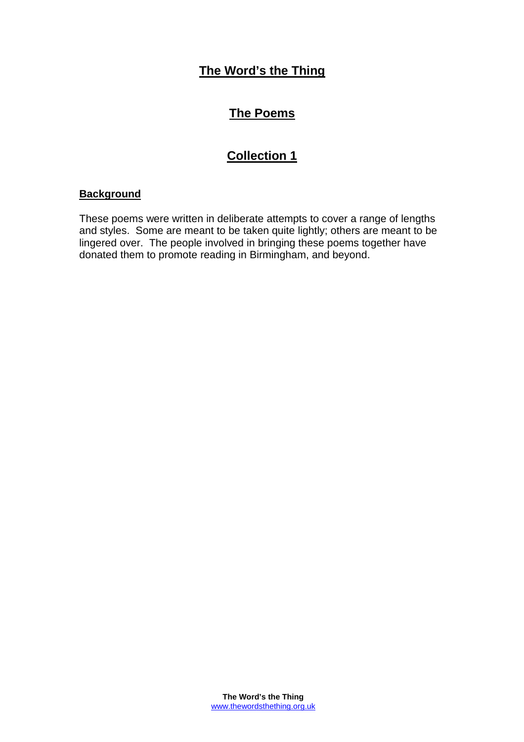# The Word's the Thing

## The Poems

## Collection 1

### Background

These poems were written in deliberate attempts to cover a range of lengths and styles. Some are meant to be taken quite lightly; others are meant to be lingered over. The people involved in bringing these poems together have donated them to promote reading in Birmingham, and beyond.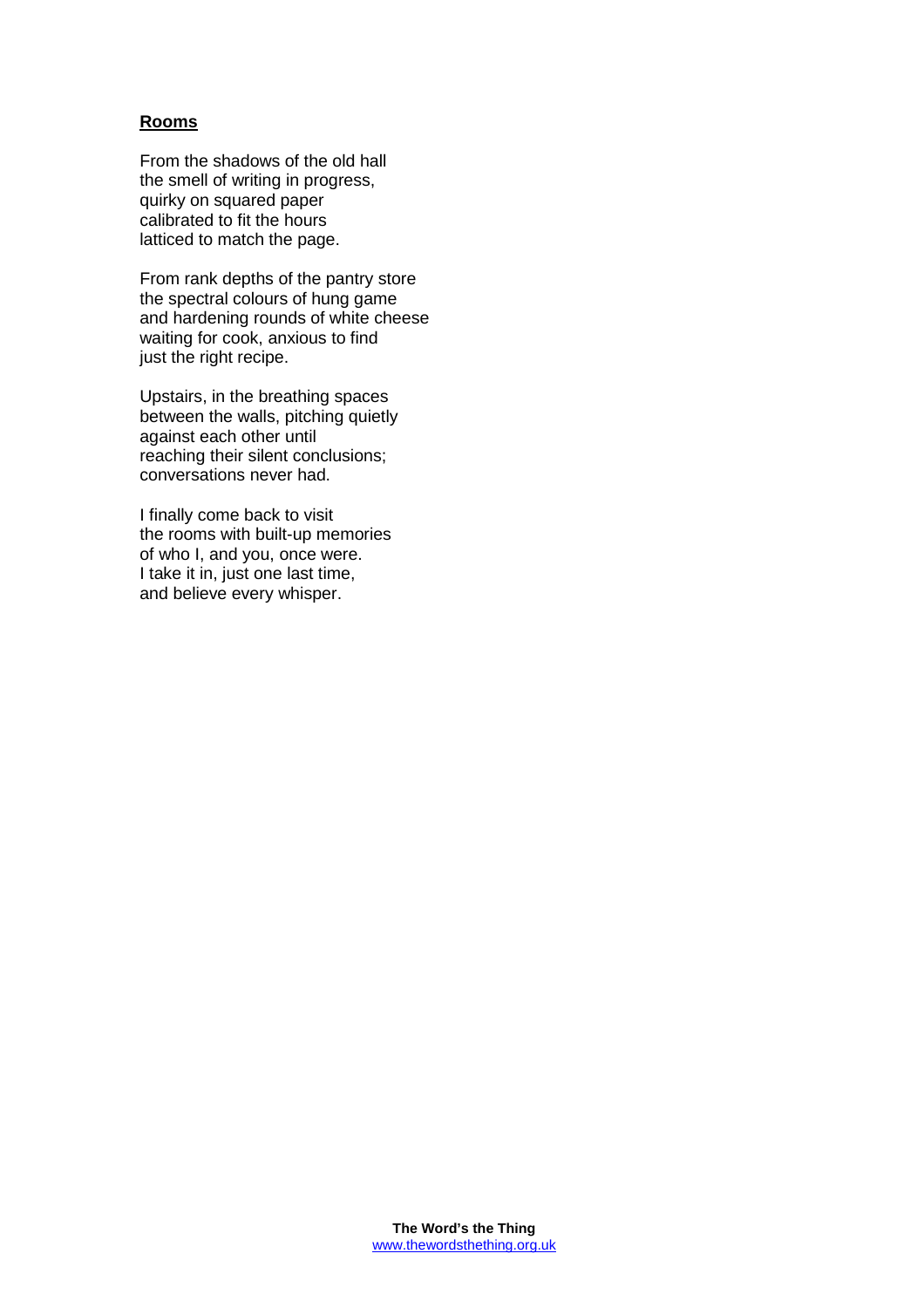## Rooms

From the shadows of the old hall  
the smell of writing in progress,  
quirky on squared paper  
calibrated to fit the hours  
latticed to match the page.

From rank depths of the pantry store  
the spectral colours of hung game  
and hardening rounds of white cheese  
waiting for cook, anxious to find  
just the right recipe.

Upstairs, in the breathing spaces  
between the walls, pitching quietly  
against each other until  
reaching their silent conclusions;  
conversations never had.

I finally come back to visit  
the rooms with built-up memories  
of who I, and you, once were.  
I take it in, just one last time,  
and believe every whisper.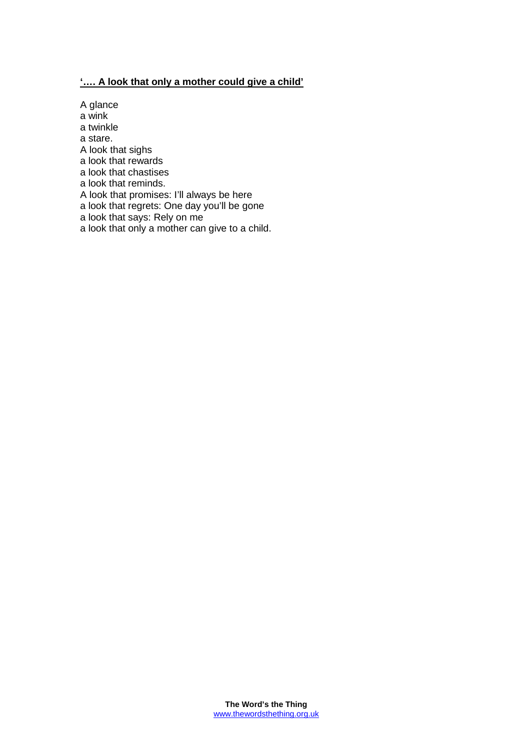**'…. A look that only a mother could give a child'**

A glance  
a wink  
a twinkle  
a stare.  
A look that sighs  
a look that rewards  
a look that chastises  
a look that reminds.  
A look that promises: I'll always be here  
a look that regrets: One day you'll be gone  
a look that says: Rely on me  
a look that only a mother can give to a child.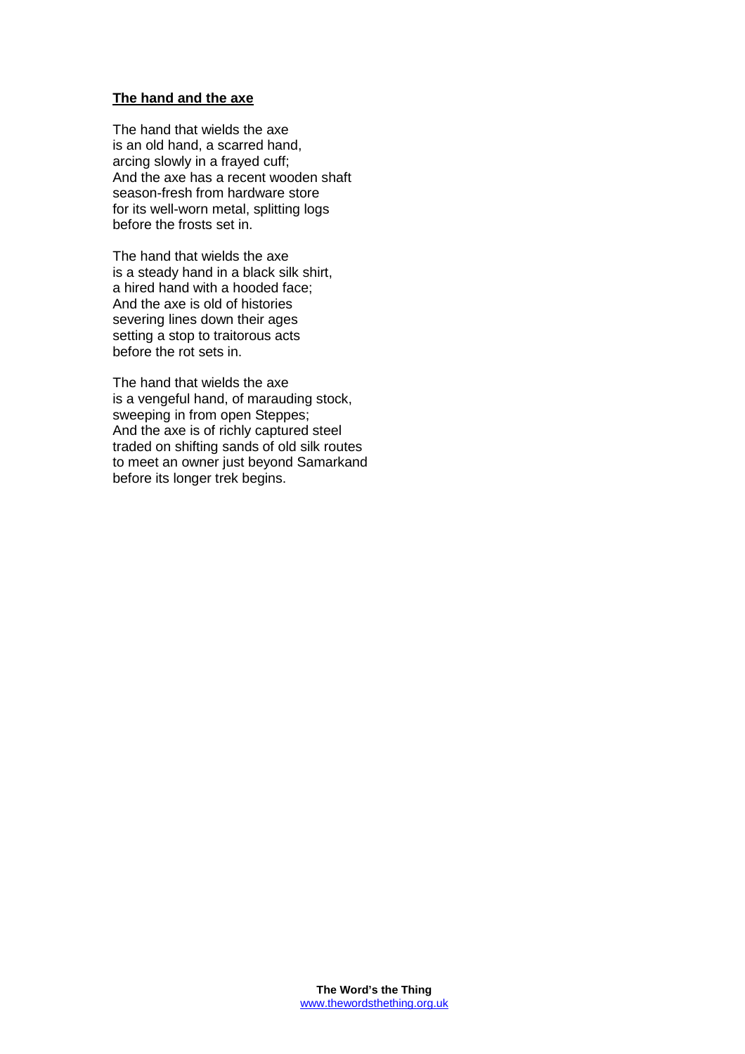## The hand and the axe

The hand that wields the axe  
is an old hand, a scarred hand,  
arcing slowly in a frayed cuff;  
And the axe has a recent wooden shaft  
season-fresh from hardware store  
for its well-worn metal, splitting logs  
before the frosts set in.

The hand that wields the axe  
is a steady hand in a black silk shirt,  
a hired hand with a hooded face;  
And the axe is old of histories  
severing lines down their ages  
setting a stop to traitorous acts  
before the rot sets in.

The hand that wields the axe  
is a vengeful hand, of marauding stock,  
sweeping in from open Steppes;  
And the axe is of richly captured steel  
traded on shifting sands of old silk routes  
to meet an owner just beyond Samarkand  
before its longer trek begins.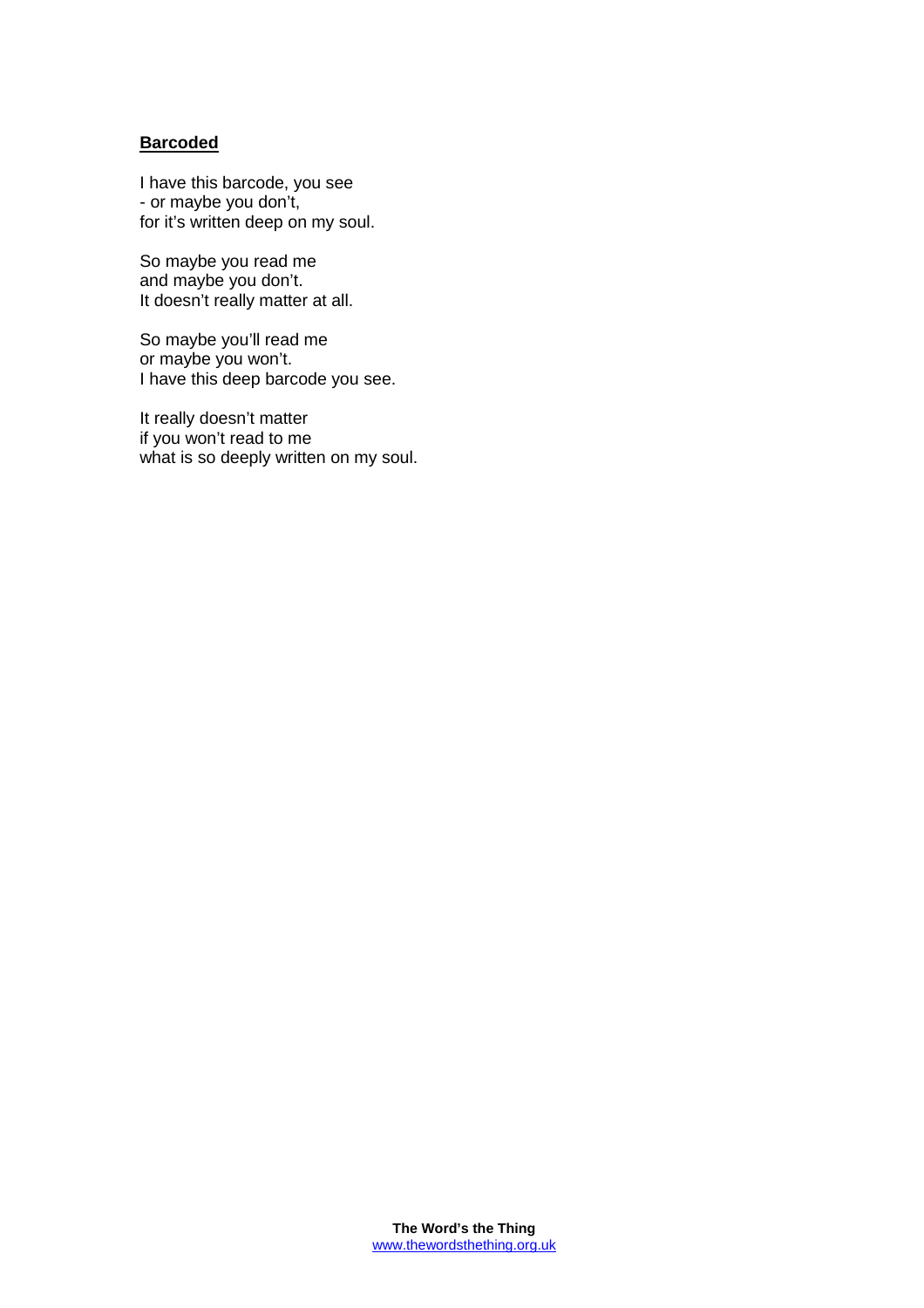## Barcoded

I have this barcode, you see  
- or maybe you don't,  
for it's written deep on my soul.

So maybe you read me  
and maybe you don't.  
It doesn't really matter at all.

So maybe you'll read me  
or maybe you won't.  
I have this deep barcode you see.

It really doesn't matter  
if you won't read to me  
what is so deeply written on my soul.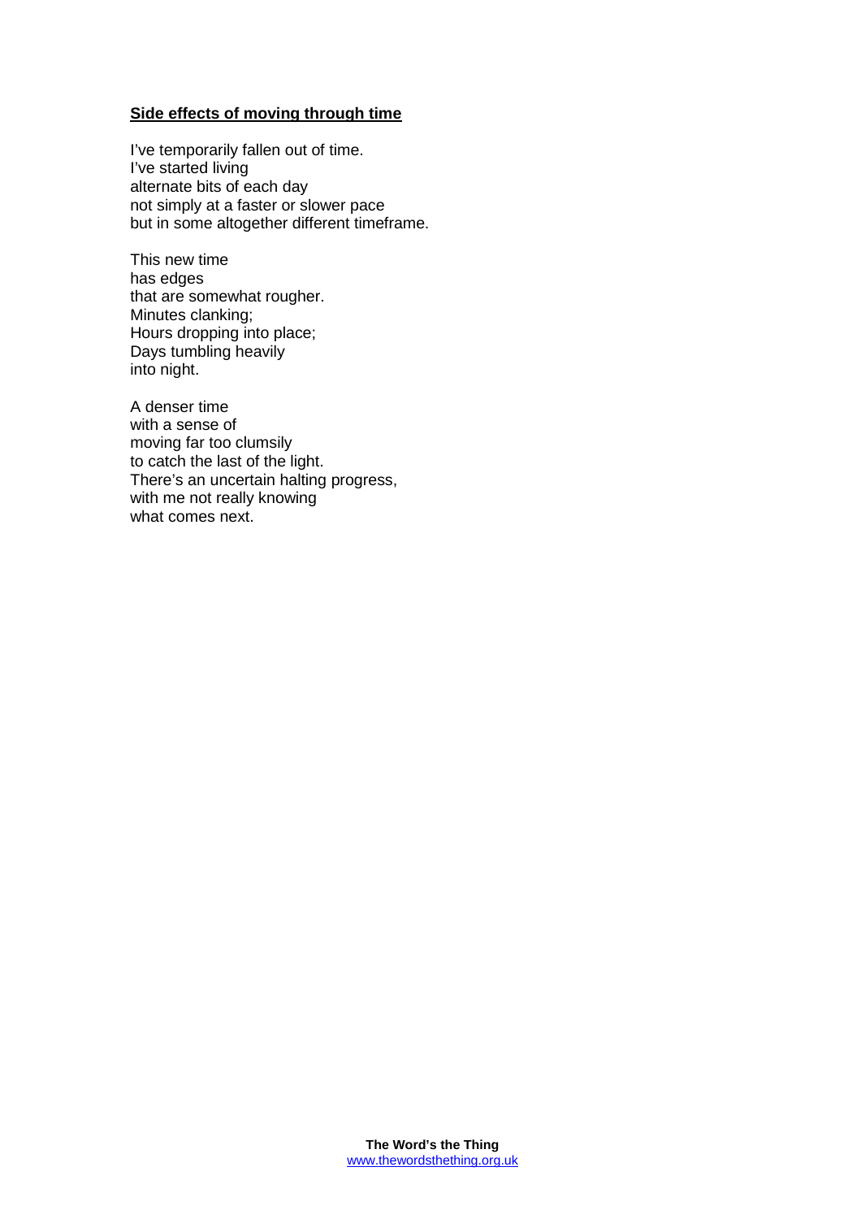## Side effects of moving through time

I've temporarily fallen out of time.  
I've started living  
alternate bits of each day  
not simply at a faster or slower pace  
but in some altogether different timeframe.

This new time  
has edges  
that are somewhat rougher.  
Minutes clanking;  
Hours dropping into place;  
Days tumbling heavily  
into night.

A denser time  
with a sense of  
moving far too clumsily  
to catch the last of the light.  
There's an uncertain halting progress,  
with me not really knowing  
what comes next.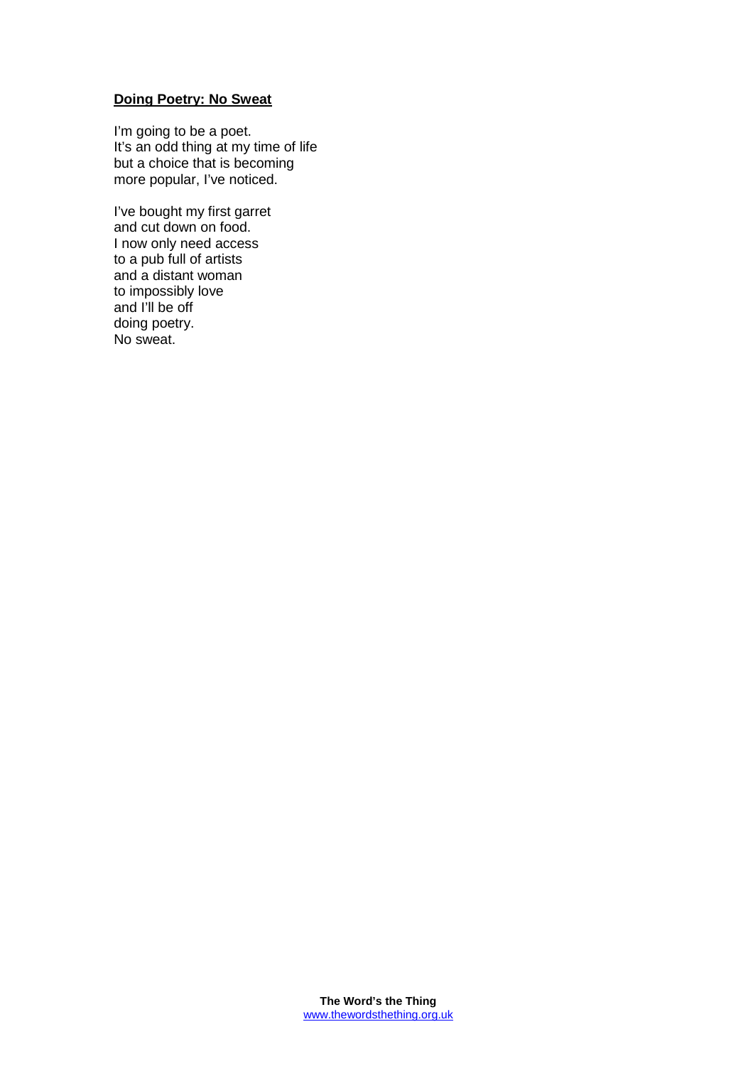**Doing Poetry: No Sweat**

I'm going to be a poet.
It's an odd thing at my time of life
but a choice that is becoming
more popular, I've noticed.

I've bought my first garret
and cut down on food.
I now only need access
to a pub full of artists
and a distant woman
to impossibly love
and I'll be off
doing poetry.
No sweat.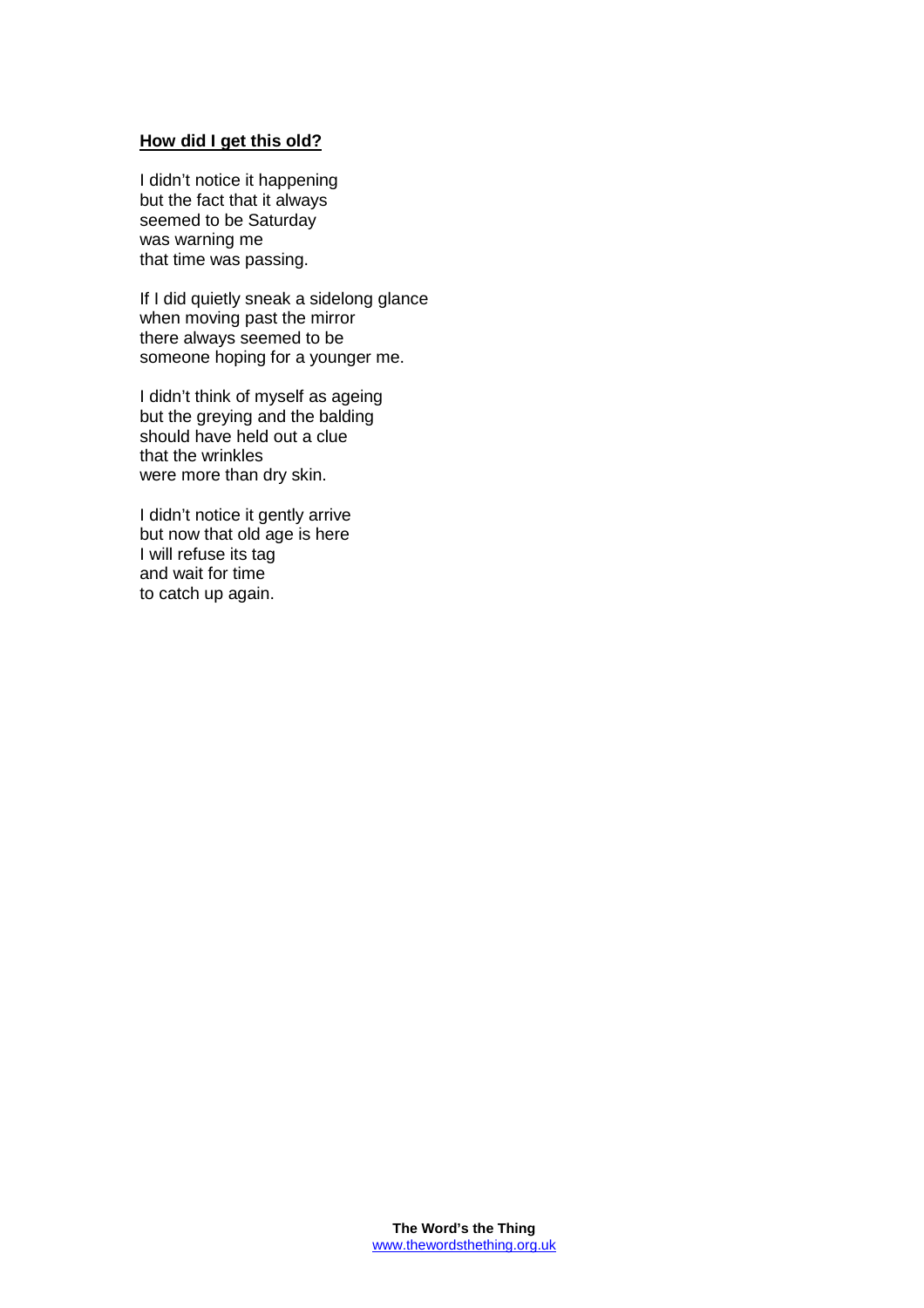**How did I get this old?**

I didn't notice it happening
but the fact that it always
seemed to be Saturday
was warning me
that time was passing.

If I did quietly sneak a sidelong glance
when moving past the mirror
there always seemed to be
someone hoping for a younger me.

I didn't think of myself as ageing
but the greying and the balding
should have held out a clue
that the wrinkles
were more than dry skin.

I didn't notice it gently arrive
but now that old age is here
I will refuse its tag
and wait for time
to catch up again.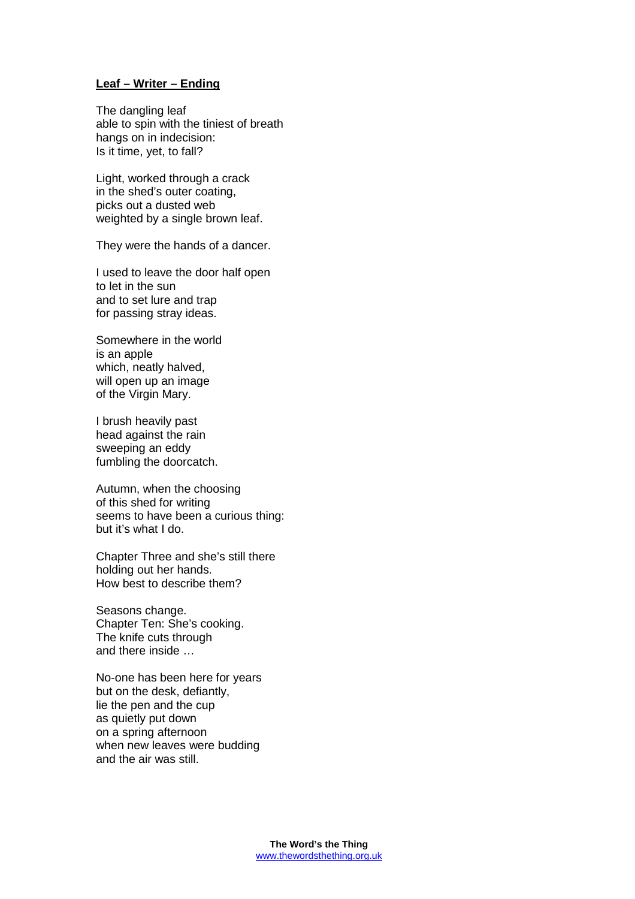**Leaf – Writer – Ending**

The dangling leaf  
able to spin with the tiniest of breath  
hangs on in indecision:  
Is it time, yet, to fall?

Light, worked through a crack  
in the shed's outer coating,  
picks out a dusted web  
weighted by a single brown leaf.

They were the hands of a dancer.

I used to leave the door half open  
to let in the sun  
and to set lure and trap  
for passing stray ideas.

Somewhere in the world  
is an apple  
which, neatly halved,  
will open up an image  
of the Virgin Mary.

I brush heavily past  
head against the rain  
sweeping an eddy  
fumbling the doorcatch.

Autumn, when the choosing  
of this shed for writing  
seems to have been a curious thing:  
but it's what I do.

Chapter Three and she's still there  
holding out her hands.  
How best to describe them?

Seasons change.  
Chapter Ten: She's cooking.  
The knife cuts through  
and there inside …

No-one has been here for years  
but on the desk, defiantly,  
lie the pen and the cup  
as quietly put down  
on a spring afternoon  
when new leaves were budding  
and the air was still.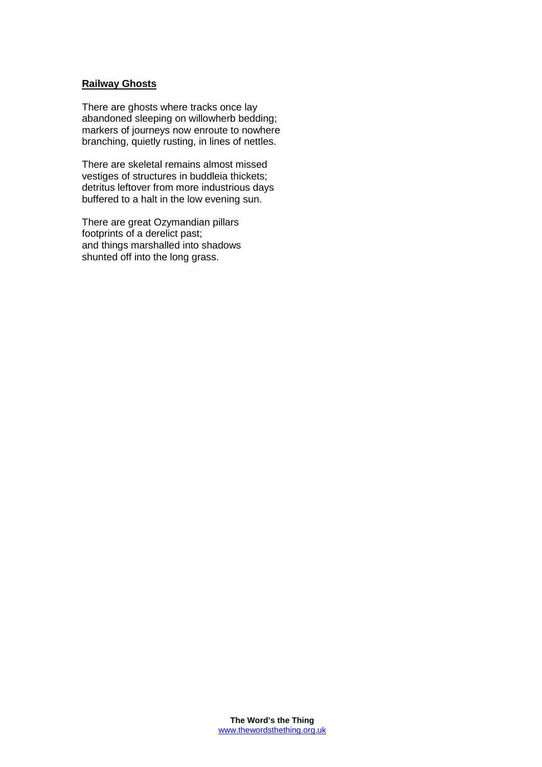## Railway Ghosts

There are ghosts where tracks once lay  
abandoned sleeping on willowherb bedding;  
markers of journeys now enroute to nowhere  
branching, quietly rusting, in lines of nettles.

There are skeletal remains almost missed  
vestiges of structures in buddleia thickets;  
detritus leftover from more industrious days  
buffered to a halt in the low evening sun.

There are great Ozymandian pillars  
footprints of a derelict past;  
and things marshalled into shadows  
shunted off into the long grass.